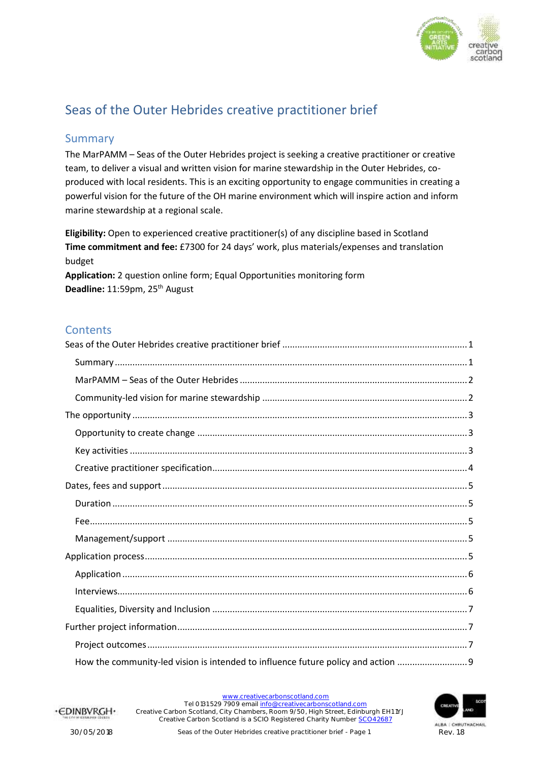# Seas of the Outer Hebrides creative practitioner brief

## Summary

The MarPAMM – Seas of the Outer Hebrides project is seeking a creative practitioner or creative team, to deliver a visual and written vision for marine stewardship in the Outer Hebrides, co-produced with local residents. This is an exciting opportunity to engage communities in creating a powerful vision for the future of the OH marine environment which will inspire action and inform marine stewardship at a regional scale.

**Eligibility:** Open to experienced creative practitioner(s) of any discipline based in Scotland
**Time commitment and fee:** £7300 for 24 days' work, plus materials/expenses and translation budget
**Application:** 2 question online form; Equal Opportunities monitoring form
**Deadline:** 11:59pm, 25th August

## Contents

Seas of the Outer Hebrides creative practitioner brief ... 1
- Summary ... 1
- MarPAMM – Seas of the Outer Hebrides ... 2
- Community-led vision for marine stewardship ... 2

The opportunity ... 3
- Opportunity to create change ... 3
- Key activities ... 3
- Creative practitioner specification ... 4

Dates, fees and support ... 5
- Duration ... 5
- Fee ... 5
- Management/support ... 5

Application process ... 5
- Application ... 6
- Interviews ... 6
- Equalities, Diversity and Inclusion ... 7

Further project information ... 7
- Project outcomes ... 7
- How the community-led vision is intended to influence future policy and action ... 9

www.creativecarbonscotland.com
Tel 0131529 7909 email info@creativecarbonscotland.com
Creative Carbon Scotland, City Chambers, Room 9/50, High Street, Edinburgh EH1 1YJ
Creative Carbon Scotland is a SCIO Registered Charity Number SC042687

30/05/2018 Rev. 18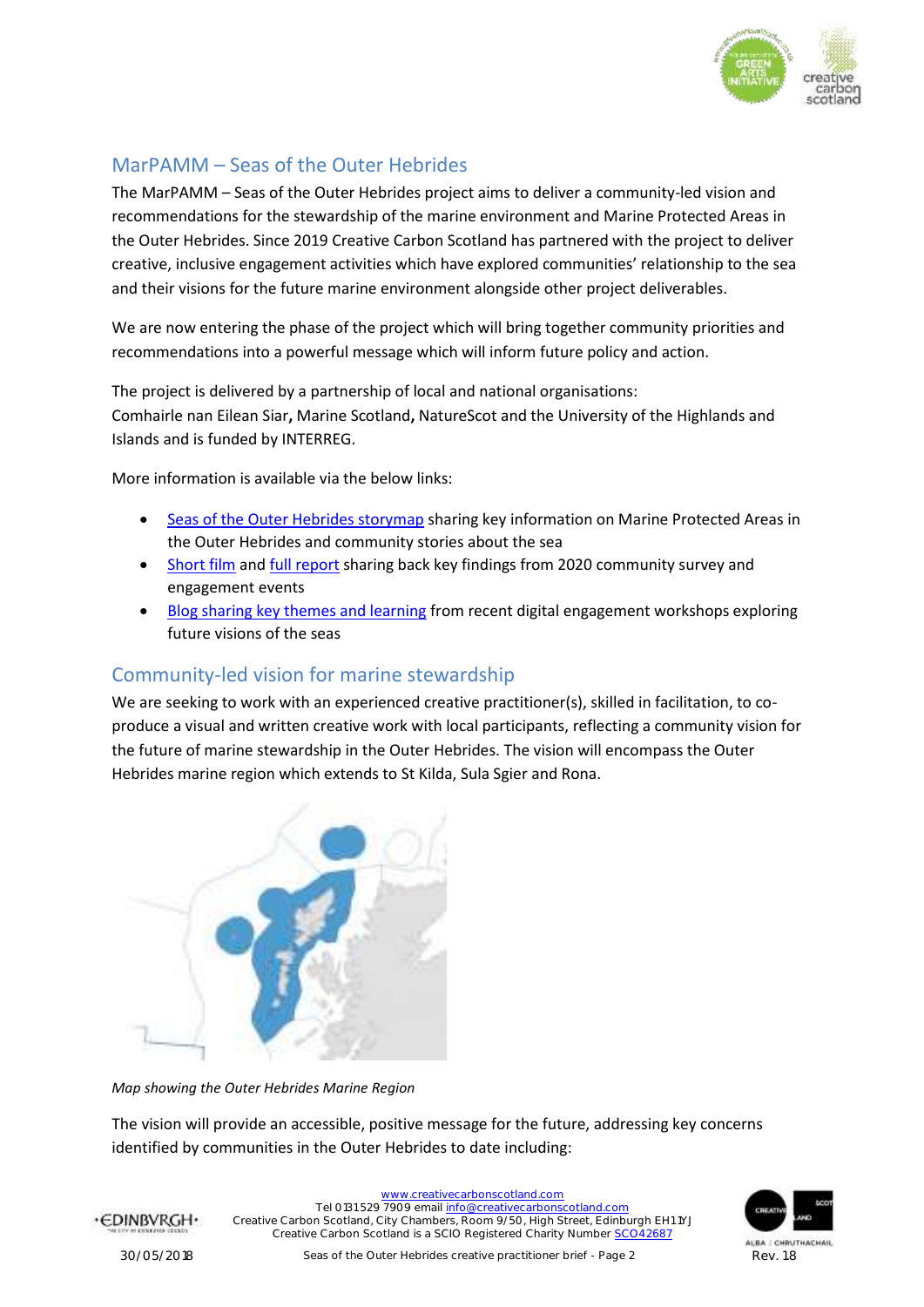## MarPAMM – Seas of the Outer Hebrides

The MarPAMM – Seas of the Outer Hebrides project aims to deliver a community-led vision and recommendations for the stewardship of the marine environment and Marine Protected Areas in the Outer Hebrides. Since 2019 Creative Carbon Scotland has partnered with the project to deliver creative, inclusive engagement activities which have explored communities' relationship to the sea and their visions for the future marine environment alongside other project deliverables.

We are now entering the phase of the project which will bring together community priorities and recommendations into a powerful message which will inform future policy and action.

The project is delivered by a partnership of local and national organisations:
Comhairle nan Eilean Siar**,** Marine Scotland**,** NatureScot and the University of the Highlands and Islands and is funded by INTERREG.

More information is available via the below links:

- Seas of the Outer Hebrides storymap sharing key information on Marine Protected Areas in the Outer Hebrides and community stories about the sea
- Short film and full report sharing back key findings from 2020 community survey and engagement events
- Blog sharing key themes and learning from recent digital engagement workshops exploring future visions of the seas

## Community-led vision for marine stewardship

We are seeking to work with an experienced creative practitioner(s), skilled in facilitation, to co-produce a visual and written creative work with local participants, reflecting a community vision for the future of marine stewardship in the Outer Hebrides. The vision will encompass the Outer Hebrides marine region which extends to St Kilda, Sula Sgier and Rona.

*Map showing the Outer Hebrides Marine Region*

The vision will provide an accessible, positive message for the future, addressing key concerns identified by communities in the Outer Hebrides to date including: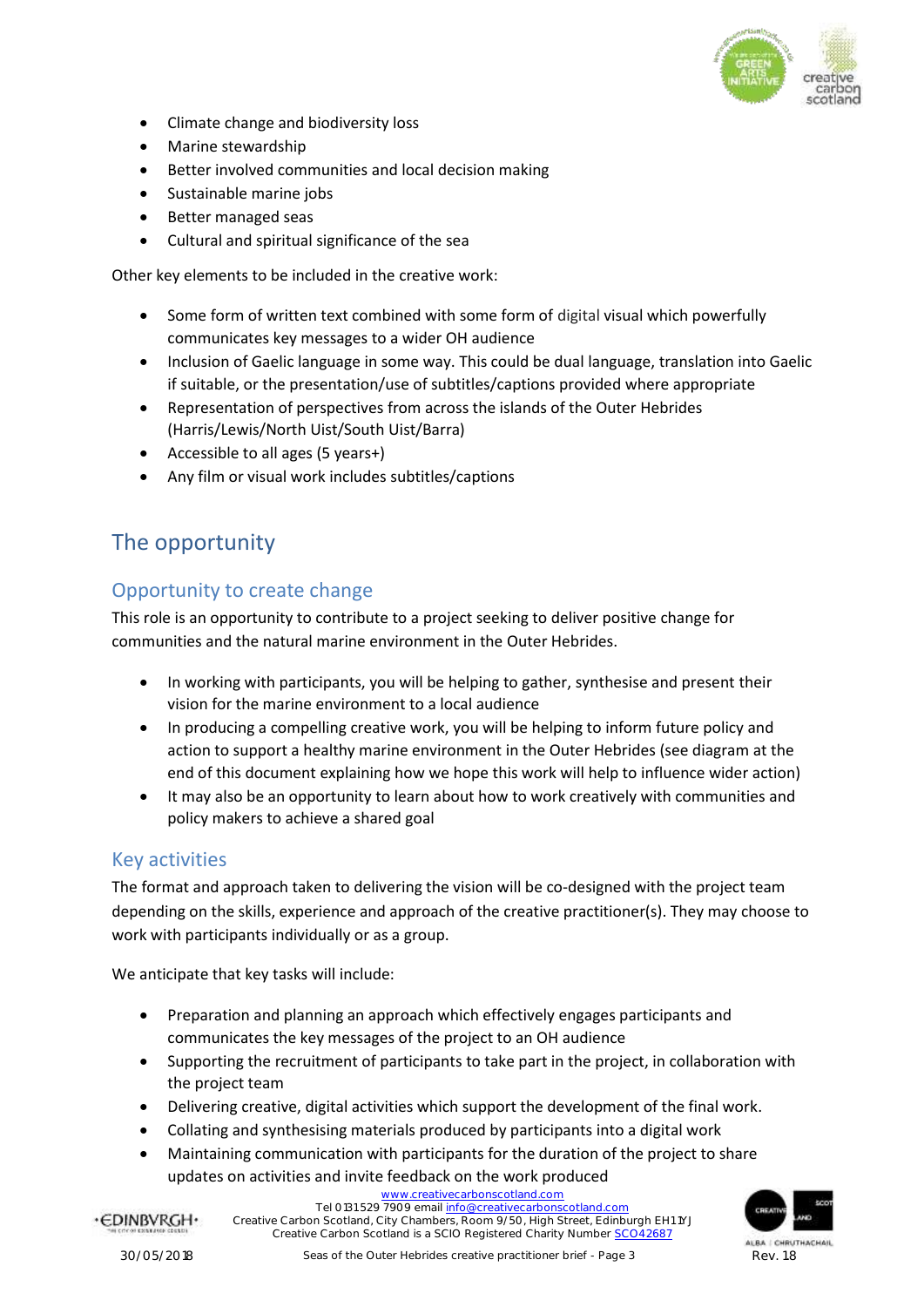- Climate change and biodiversity loss
- Marine stewardship
- Better involved communities and local decision making
- Sustainable marine jobs
- Better managed seas
- Cultural and spiritual significance of the sea

Other key elements to be included in the creative work:

- Some form of written text combined with some form of digital visual which powerfully communicates key messages to a wider OH audience
- Inclusion of Gaelic language in some way. This could be dual language, translation into Gaelic if suitable, or the presentation/use of subtitles/captions provided where appropriate
- Representation of perspectives from across the islands of the Outer Hebrides (Harris/Lewis/North Uist/South Uist/Barra)
- Accessible to all ages (5 years+)
- Any film or visual work includes subtitles/captions

# The opportunity

## Opportunity to create change

This role is an opportunity to contribute to a project seeking to deliver positive change for communities and the natural marine environment in the Outer Hebrides.

- In working with participants, you will be helping to gather, synthesise and present their vision for the marine environment to a local audience
- In producing a compelling creative work, you will be helping to inform future policy and action to support a healthy marine environment in the Outer Hebrides (see diagram at the end of this document explaining how we hope this work will help to influence wider action)
- It may also be an opportunity to learn about how to work creatively with communities and policy makers to achieve a shared goal

## Key activities

The format and approach taken to delivering the vision will be co-designed with the project team depending on the skills, experience and approach of the creative practitioner(s). They may choose to work with participants individually or as a group.

We anticipate that key tasks will include:

- Preparation and planning an approach which effectively engages participants and communicates the key messages of the project to an OH audience
- Supporting the recruitment of participants to take part in the project, in collaboration with the project team
- Delivering creative, digital activities which support the development of the final work.
- Collating and synthesising materials produced by participants into a digital work
- Maintaining communication with participants for the duration of the project to share updates on activities and invite feedback on the work produced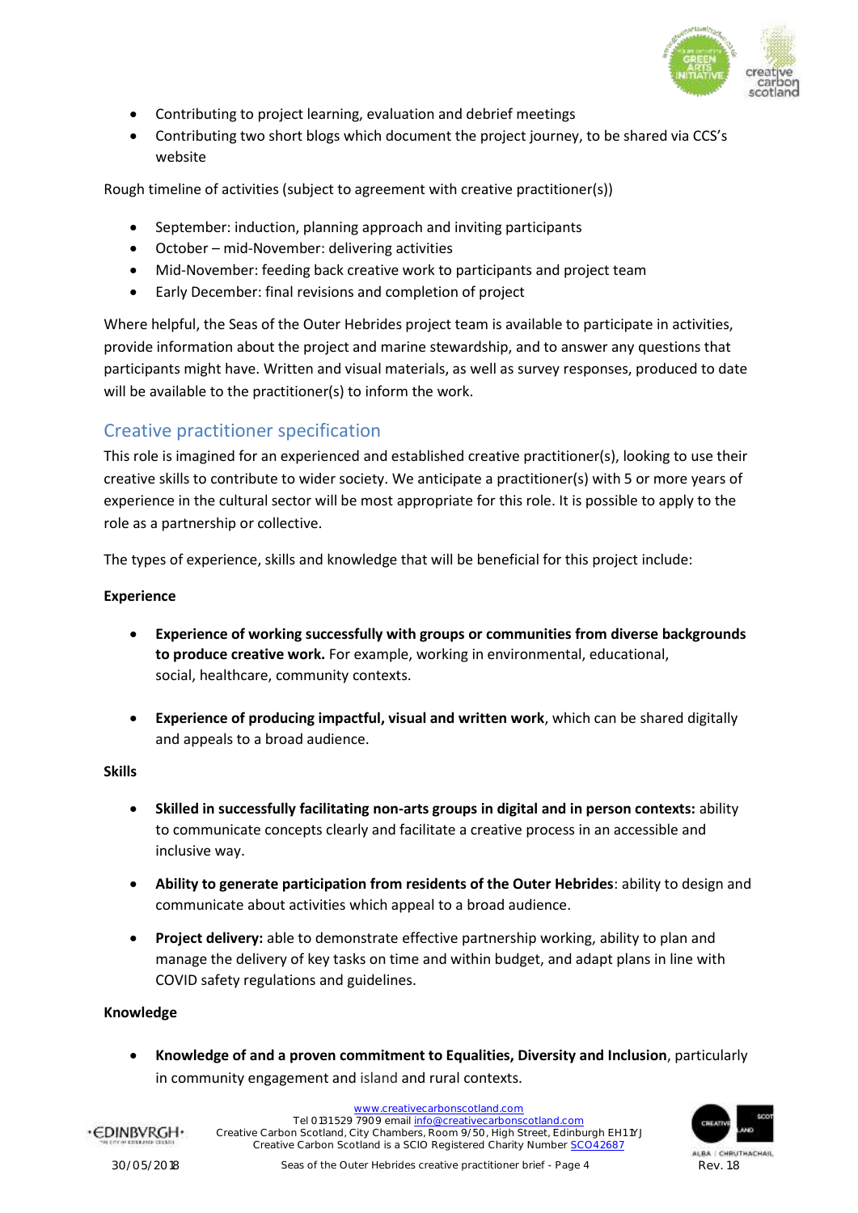- Contributing to project learning, evaluation and debrief meetings
- Contributing two short blogs which document the project journey, to be shared via CCS's website

Rough timeline of activities (subject to agreement with creative practitioner(s))

- September: induction, planning approach and inviting participants
- October – mid-November: delivering activities
- Mid-November: feeding back creative work to participants and project team
- Early December: final revisions and completion of project

Where helpful, the Seas of the Outer Hebrides project team is available to participate in activities, provide information about the project and marine stewardship, and to answer any questions that participants might have. Written and visual materials, as well as survey responses, produced to date will be available to the practitioner(s) to inform the work.

## Creative practitioner specification

This role is imagined for an experienced and established creative practitioner(s), looking to use their creative skills to contribute to wider society. We anticipate a practitioner(s) with 5 or more years of experience in the cultural sector will be most appropriate for this role. It is possible to apply to the role as a partnership or collective.

The types of experience, skills and knowledge that will be beneficial for this project include:

**Experience**

- **Experience of working successfully with groups or communities from diverse backgrounds to produce creative work.** For example, working in environmental, educational, social, healthcare, community contexts.

- **Experience of producing impactful, visual and written work**, which can be shared digitally and appeals to a broad audience.

**Skills**

- **Skilled in successfully facilitating non-arts groups in digital and in person contexts:** ability to communicate concepts clearly and facilitate a creative process in an accessible and inclusive way.

- **Ability to generate participation from residents of the Outer Hebrides**: ability to design and communicate about activities which appeal to a broad audience.

- **Project delivery:** able to demonstrate effective partnership working, ability to plan and manage the delivery of key tasks on time and within budget, and adapt plans in line with COVID safety regulations and guidelines.

**Knowledge**

- **Knowledge of and a proven commitment to Equalities, Diversity and Inclusion**, particularly in community engagement and island and rural contexts.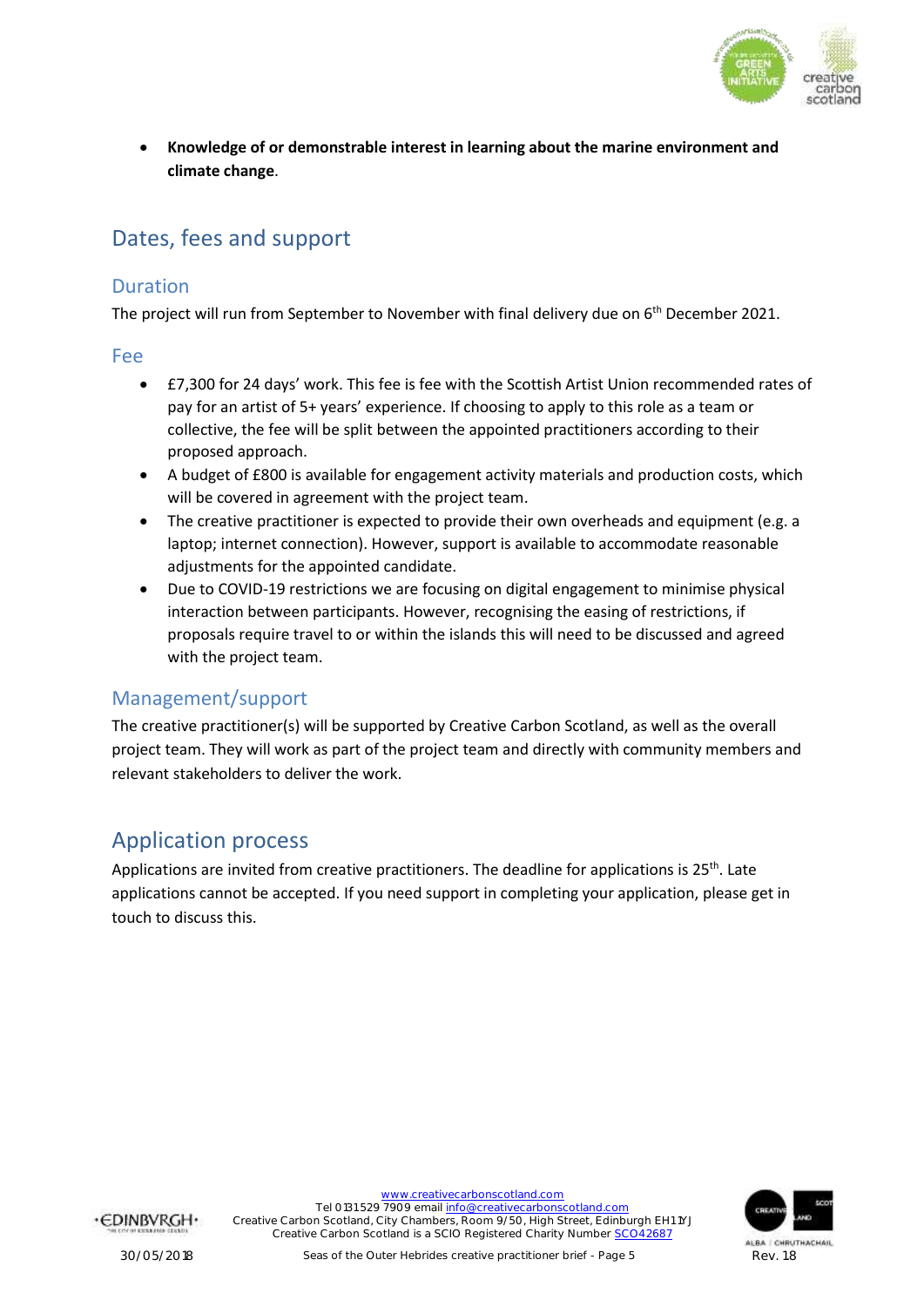- **Knowledge of or demonstrable interest in learning about the marine environment and climate change**.

## Dates, fees and support

### Duration

The project will run from September to November with final delivery due on 6th December 2021.

### Fee

- £7,300 for 24 days' work. This fee is fee with the Scottish Artist Union recommended rates of pay for an artist of 5+ years' experience. If choosing to apply to this role as a team or collective, the fee will be split between the appointed practitioners according to their proposed approach.
- A budget of £800 is available for engagement activity materials and production costs, which will be covered in agreement with the project team.
- The creative practitioner is expected to provide their own overheads and equipment (e.g. a laptop; internet connection). However, support is available to accommodate reasonable adjustments for the appointed candidate.
- Due to COVID-19 restrictions we are focusing on digital engagement to minimise physical interaction between participants. However, recognising the easing of restrictions, if proposals require travel to or within the islands this will need to be discussed and agreed with the project team.

### Management/support

The creative practitioner(s) will be supported by Creative Carbon Scotland, as well as the overall project team. They will work as part of the project team and directly with community members and relevant stakeholders to deliver the work.

## Application process

Applications are invited from creative practitioners. The deadline for applications is 25th. Late applications cannot be accepted. If you need support in completing your application, please get in touch to discuss this.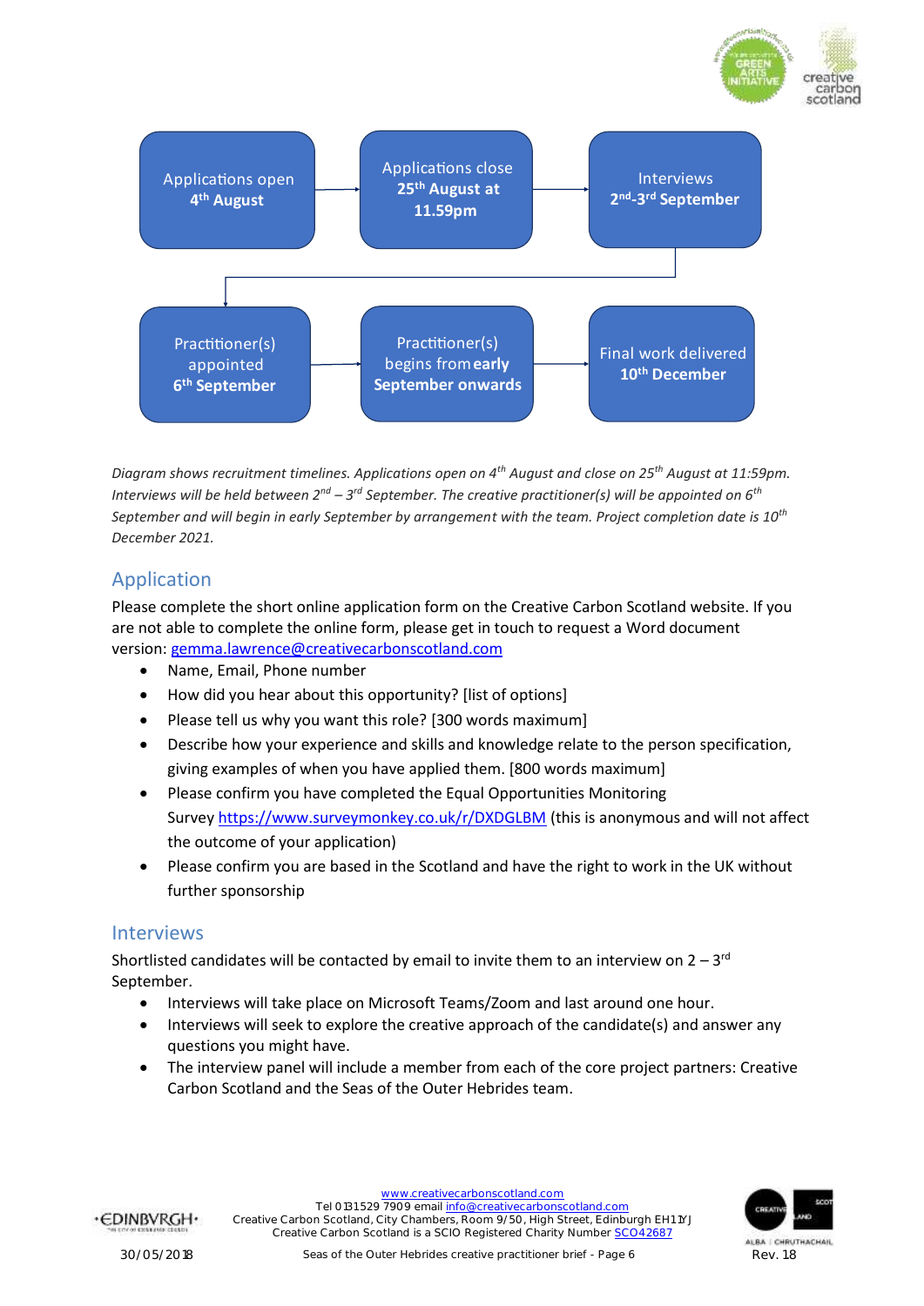Applications open **4th August**

Applications close **25th August at 11.59pm**

Interviews **2nd-3rd September**

Practitioner(s) appointed **6th September**

Practitioner(s) begins from **early September onwards**

Final work delivered **10th December**

*Diagram shows recruitment timelines. Applications open on 4th August and close on 25th August at 11:59pm. Interviews will be held between 2nd – 3rd September. The creative practitioner(s) will be appointed on 6th September and will begin in early September by arrangement with the team. Project completion date is 10th December 2021.*

## Application

Please complete the short online application form on the Creative Carbon Scotland website. If you are not able to complete the online form, please get in touch to request a Word document version: gemma.lawrence@creativecarbonscotland.com

- Name, Email, Phone number
- How did you hear about this opportunity? [list of options]
- Please tell us why you want this role? [300 words maximum]
- Describe how your experience and skills and knowledge relate to the person specification, giving examples of when you have applied them. [800 words maximum]
- Please confirm you have completed the Equal Opportunities Monitoring Survey https://www.surveymonkey.co.uk/r/DXDGLBM (this is anonymous and will not affect the outcome of your application)
- Please confirm you are based in the Scotland and have the right to work in the UK without further sponsorship

## Interviews

Shortlisted candidates will be contacted by email to invite them to an interview on 2 – 3rd September.

- Interviews will take place on Microsoft Teams/Zoom and last around one hour.
- Interviews will seek to explore the creative approach of the candidate(s) and answer any questions you might have.
- The interview panel will include a member from each of the core project partners: Creative Carbon Scotland and the Seas of the Outer Hebrides team.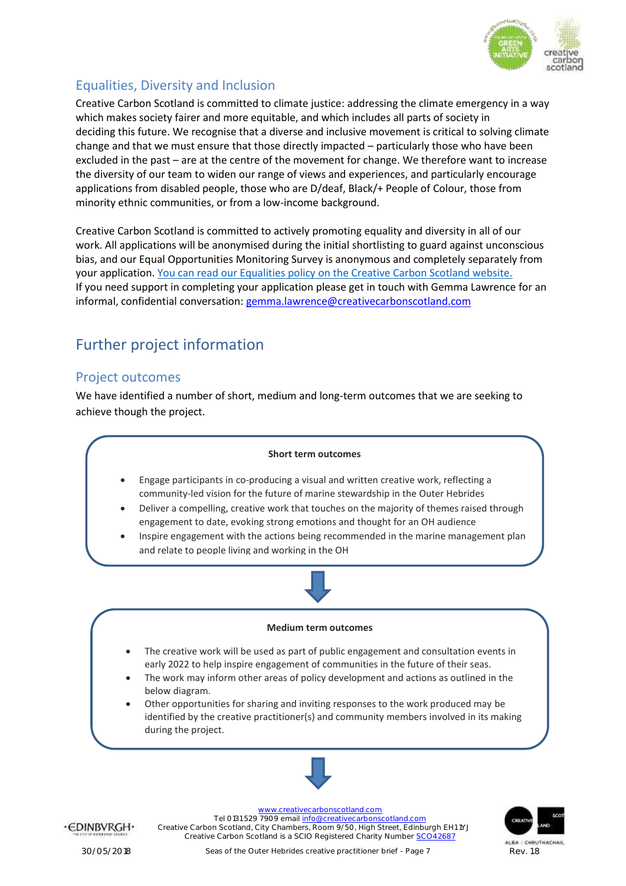## Equalities, Diversity and Inclusion

Creative Carbon Scotland is committed to climate justice: addressing the climate emergency in a way which makes society fairer and more equitable, and which includes all parts of society in deciding this future. We recognise that a diverse and inclusive movement is critical to solving climate change and that we must ensure that those directly impacted – particularly those who have been excluded in the past – are at the centre of the movement for change. We therefore want to increase the diversity of our team to widen our range of views and experiences, and particularly encourage applications from disabled people, those who are D/deaf, Black/+ People of Colour, those from minority ethnic communities, or from a low-income background.

Creative Carbon Scotland is committed to actively promoting equality and diversity in all of our work. All applications will be anonymised during the initial shortlisting to guard against unconscious bias, and our Equal Opportunities Monitoring Survey is anonymous and completely separately from your application. You can read our Equalities policy on the Creative Carbon Scotland website.
If you need support in completing your application please get in touch with Gemma Lawrence for an informal, confidential conversation: gemma.lawrence@creativecarbonscotland.com

# Further project information

## Project outcomes

We have identified a number of short, medium and long-term outcomes that we are seeking to achieve though the project.

**Short term outcomes**

- Engage participants in co-producing a visual and written creative work, reflecting a community-led vision for the future of marine stewardship in the Outer Hebrides
- Deliver a compelling, creative work that touches on the majority of themes raised through engagement to date, evoking strong emotions and thought for an OH audience
- Inspire engagement with the actions being recommended in the marine management plan and relate to people living and working in the OH

**Medium term outcomes**

- The creative work will be used as part of public engagement and consultation events in early 2022 to help inspire engagement of communities in the future of their seas.
- The work may inform other areas of policy development and actions as outlined in the below diagram.
- Other opportunities for sharing and inviting responses to the work produced may be identified by the creative practitioner(s) and community members involved in its making during the project.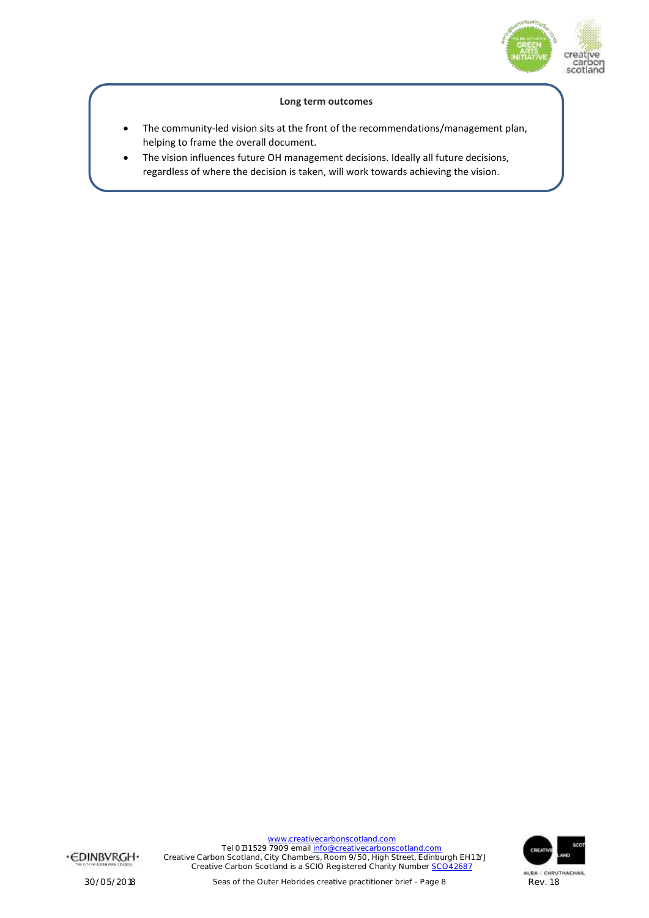**Long term outcomes**

- The community-led vision sits at the front of the recommendations/management plan, helping to frame the overall document.
- The vision influences future OH management decisions. Ideally all future decisions, regardless of where the decision is taken, will work towards achieving the vision.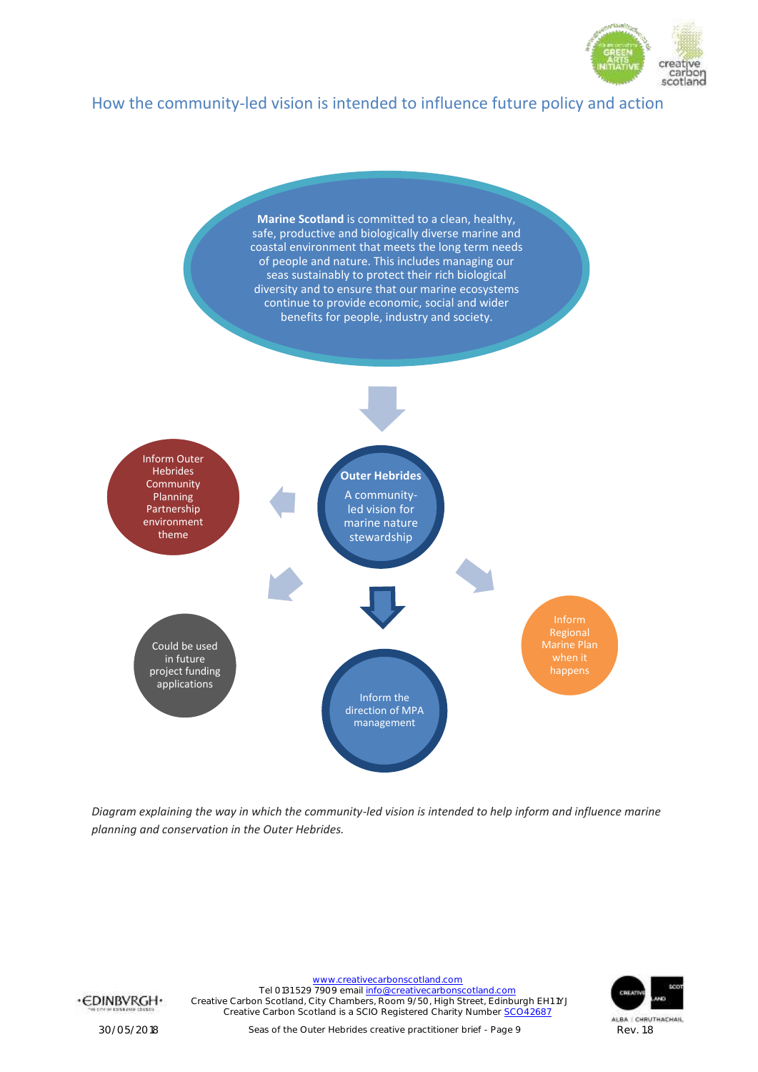## How the community-led vision is intended to influence future policy and action

**Marine Scotland** is committed to a clean, healthy, safe, productive and biologically diverse marine and coastal environment that meets the long term needs of people and nature. This includes managing our seas sustainably to protect their rich biological diversity and to ensure that our marine ecosystems continue to provide economic, social and wider benefits for people, industry and society.

**Outer Hebrides**

A community-led vision for marine nature stewardship

Inform Outer Hebrides Community Planning Partnership environment theme

Could be used in future project funding applications

Inform the direction of MPA management

Inform Regional Marine Plan when it happens

*Diagram explaining the way in which the community-led vision is intended to help inform and influence marine planning and conservation in the Outer Hebrides.*